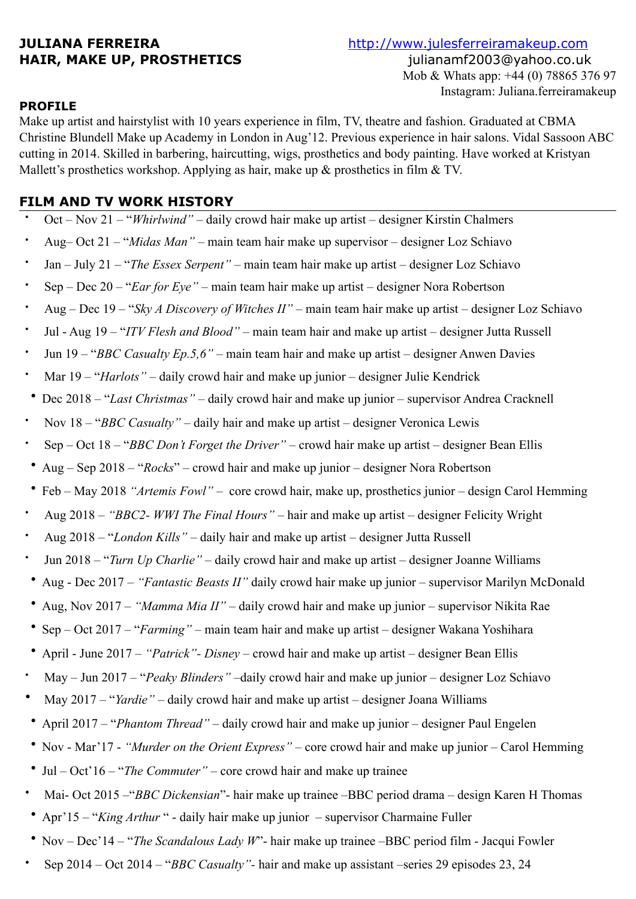**JULIANA FERREIRA**
**HAIR, MAKE UP, PROSTHETICS**

http://www.julesferreiramakeup.com
julianamf2003@yahoo.co.uk
Mob & Whats app: +44 (0) 78865 376 97
Instagram: Juliana.ferreiramakeup

## PROFILE

Make up artist and hairstylist with 10 years experience in film, TV, theatre and fashion. Graduated at CBMA Christine Blundell Make up Academy in London in Aug'12. Previous experience in hair salons. Vidal Sassoon ABC cutting in 2014. Skilled in barbering, haircutting, wigs, prosthetics and body painting. Have worked at Kristyan Mallett's prosthetics workshop. Applying as hair, make up & prosthetics in film & TV.

## FILM AND TV WORK HISTORY

- Oct – Nov 21 – "*Whirlwind*" – daily crowd hair make up artist – designer Kirstin Chalmers
- Aug– Oct 21 – "*Midas Man*" – main team hair make up supervisor – designer Loz Schiavo
- Jan – July 21 – "*The Essex Serpent*" – main team hair make up artist – designer Loz Schiavo
- Sep – Dec 20 – "*Ear for Eye*" – main team hair make up artist – designer Nora Robertson
- Aug – Dec 19 – "*Sky A Discovery of Witches II*" – main team hair make up artist – designer Loz Schiavo
- Jul - Aug 19 – "*ITV Flesh and Blood*" – main team hair and make up artist – designer Jutta Russell
- Jun 19 – "*BBC Casualty Ep.5,6*" – main team hair and make up artist – designer Anwen Davies
- Mar 19 – "*Harlots*" – daily crowd hair and make up junior – designer Julie Kendrick
- Dec 2018 – "*Last Christmas*" – daily crowd hair and make up junior – supervisor Andrea Cracknell
- Nov 18 – "*BBC Casualty*" – daily hair and make up artist – designer Veronica Lewis
- Sep – Oct 18 – "*BBC Don't Forget the Driver*" – crowd hair make up artist – designer Bean Ellis
- Aug – Sep 2018 – "*Rocks*" – crowd hair and make up junior – designer Nora Robertson
- Feb – May 2018 *"Artemis Fowl"* – core crowd hair, make up, prosthetics junior – design Carol Hemming
- Aug 2018 – *"BBC2- WWI The Final Hours"* – hair and make up artist – designer Felicity Wright
- Aug 2018 – "*London Kills*" – daily hair and make up artist – designer Jutta Russell
- Jun 2018 – "*Turn Up Charlie*" – daily crowd hair and make up artist – designer Joanne Williams
- Aug - Dec 2017 – *"Fantastic Beasts II"* daily crowd hair make up junior – supervisor Marilyn McDonald
- Aug, Nov 2017 – *"Mamma Mia II"* – daily crowd hair and make up junior – supervisor Nikita Rae
- Sep – Oct 2017 – "*Farming*" – main team hair and make up artist – designer Wakana Yoshihara
- April - June 2017 – *"Patrick"- Disney* – crowd hair and make up artist – designer Bean Ellis
- May – Jun 2017 – "*Peaky Blinders*" –daily crowd hair and make up junior – designer Loz Schiavo
- May 2017 – "*Yardie*" – daily crowd hair and make up artist – designer Joana Williams
- April 2017 – "*Phantom Thread*" – daily crowd hair and make up junior – designer Paul Engelen
- Nov - Mar'17 - *"Murder on the Orient Express"* – core crowd hair and make up junior – Carol Hemming
- Jul – Oct'16 – "*The Commuter*" – core crowd hair and make up trainee
- Mai- Oct 2015 –"*BBC Dickensian*"- hair make up trainee –BBC period drama – design Karen H Thomas
- Apr'15 – "*King Arthur* " - daily hair make up junior – supervisor Charmaine Fuller
- Nov – Dec'14 – "*The Scandalous Lady W*"- hair make up trainee –BBC period film - Jacqui Fowler
- Sep 2014 – Oct 2014 – "*BBC Casualty*"- hair and make up assistant –series 29 episodes 23, 24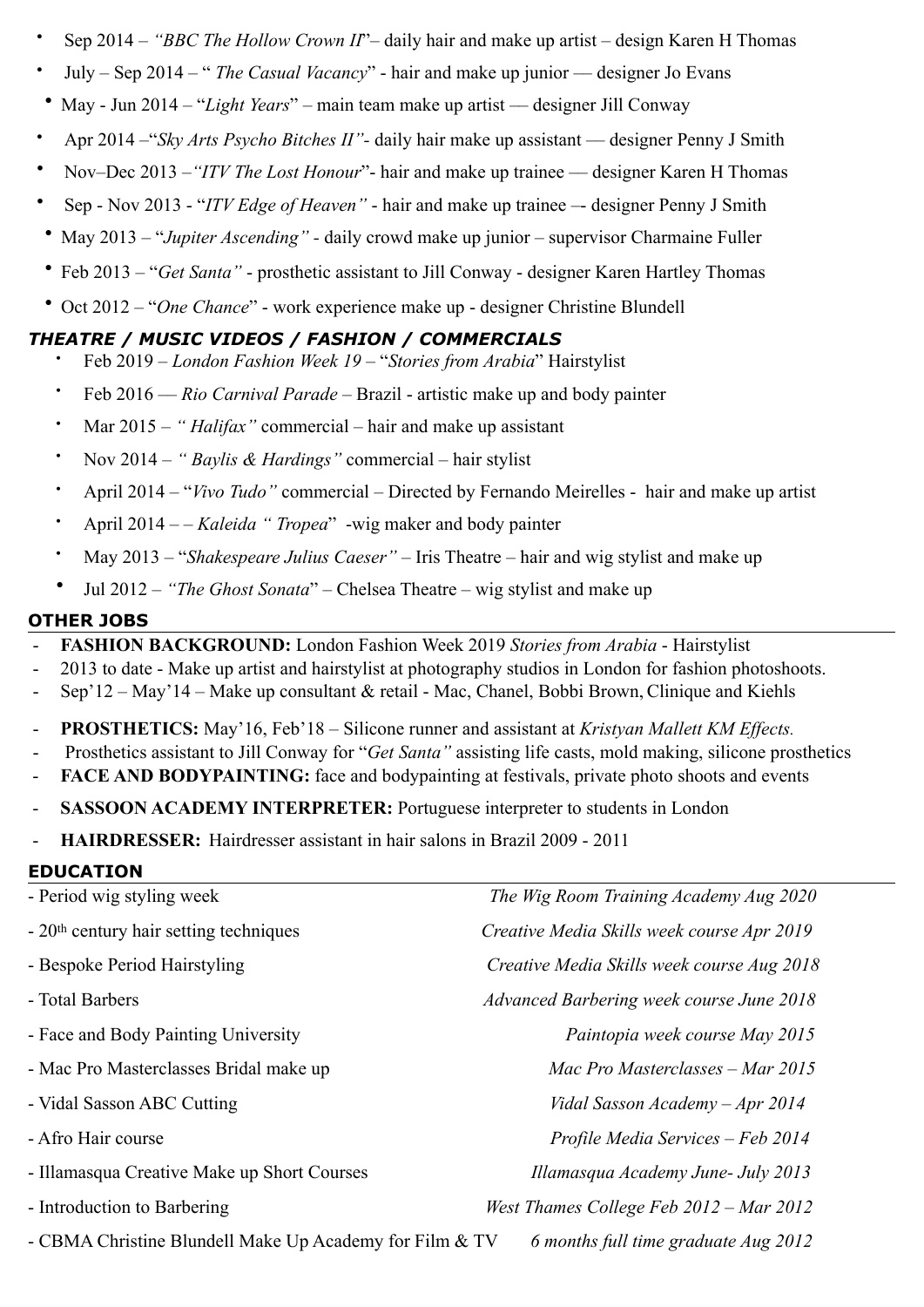- Sep 2014 – *"BBC The Hollow Crown II*"– daily hair and make up artist – design Karen H Thomas
- July – Sep 2014 – " *The Casual Vacancy*" - hair and make up junior — designer Jo Evans
- May - Jun 2014 – "*Light Years*" – main team make up artist — designer Jill Conway
- Apr 2014 –"*Sky Arts Psycho Bitches II"*- daily hair make up assistant — designer Penny J Smith
- Nov–Dec 2013 –*"ITV The Lost Honour*"- hair and make up trainee — designer Karen H Thomas
- Sep - Nov 2013 - "*ITV Edge of Heaven"* - hair and make up trainee –- designer Penny J Smith
- May 2013 – "*Jupiter Ascending"* - daily crowd make up junior – supervisor Charmaine Fuller
- Feb 2013 – "*Get Santa"* - prosthetic assistant to Jill Conway - designer Karen Hartley Thomas
- Oct 2012 – "*One Chance*" - work experience make up - designer Christine Blundell

### *THEATRE / MUSIC VIDEOS / FASHION / COMMERCIALS*

- Feb 2019 – *London Fashion Week 19* – "*Stories from Arabia*" Hairstylist
- Feb 2016 — *Rio Carnival Parade* – Brazil - artistic make up and body painter
- Mar 2015 – *" Halifax"* commercial – hair and make up assistant
- Nov 2014 – *" Baylis & Hardings"* commercial – hair stylist
- April 2014 – "*Vivo Tudo"* commercial – Directed by Fernando Meirelles - hair and make up artist
- April 2014 – – *Kaleida " Tropea*" -wig maker and body painter
- May 2013 – "*Shakespeare Julius Caeser"* – Iris Theatre – hair and wig stylist and make up
- Jul 2012 – *"The Ghost Sonata*" – Chelsea Theatre – wig stylist and make up

### OTHER JOBS

- **FASHION BACKGROUND:** London Fashion Week 2019 *Stories from Arabia* - Hairstylist
- 2013 to date - Make up artist and hairstylist at photography studios in London for fashion photoshoots.
- Sep'12 – May'14 – Make up consultant & retail - Mac, Chanel, Bobbi Brown, Clinique and Kiehls
- **PROSTHETICS:** May'16, Feb'18 – Silicone runner and assistant at *Kristyan Mallett KM Effects.*
- Prosthetics assistant to Jill Conway for "*Get Santa"* assisting life casts, mold making, silicone prosthetics
- **FACE AND BODYPAINTING:** face and bodypainting at festivals, private photo shoots and events
- **SASSOON ACADEMY INTERPRETER:** Portuguese interpreter to students in London
- **HAIRDRESSER:** Hairdresser assistant in hair salons in Brazil 2009 - 2011

### EDUCATION

| | |
|---|---|
| - Period wig styling week | *The Wig Room Training Academy Aug 2020* |
| - 20th century hair setting techniques | *Creative Media Skills week course Apr 2019* |
| - Bespoke Period Hairstyling | *Creative Media Skills week course Aug 2018* |
| - Total Barbers | *Advanced Barbering week course June 2018* |
| - Face and Body Painting University | *Paintopia week course May 2015* |
| - Mac Pro Masterclasses Bridal make up | *Mac Pro Masterclasses – Mar 2015* |
| - Vidal Sasson ABC Cutting | *Vidal Sasson Academy – Apr 2014* |
| - Afro Hair course | *Profile Media Services – Feb 2014* |
| - Illamasqua Creative Make up Short Courses | *Illamasqua Academy June- July 2013* |
| - Introduction to Barbering | *West Thames College Feb 2012 – Mar 2012* |
| - CBMA Christine Blundell Make Up Academy for Film & TV | *6 months full time graduate Aug 2012* |